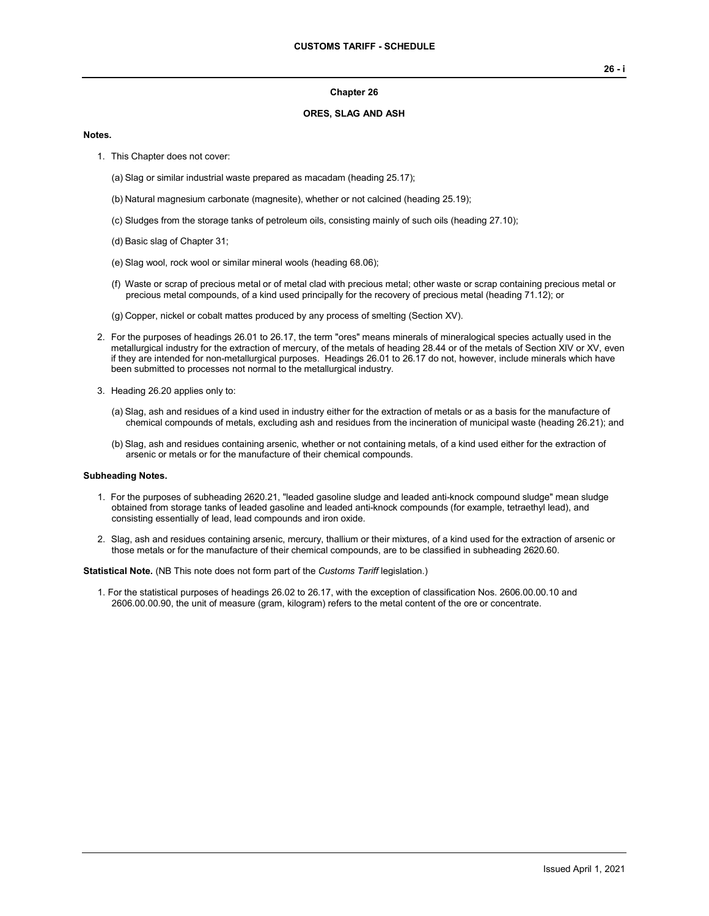# Chapter 26

## ORES, SLAG AND ASH

**Notes.**

1. This Chapter does not cover:

   (a) Slag or similar industrial waste prepared as macadam (heading 25.17);

   (b) Natural magnesium carbonate (magnesite), whether or not calcined (heading 25.19);

   (c) Sludges from the storage tanks of petroleum oils, consisting mainly of such oils (heading 27.10);

   (d) Basic slag of Chapter 31;

   (e) Slag wool, rock wool or similar mineral wools (heading 68.06);

   (f) Waste or scrap of precious metal or of metal clad with precious metal; other waste or scrap containing precious metal or precious metal compounds, of a kind used principally for the recovery of precious metal (heading 71.12); or

   (g) Copper, nickel or cobalt mattes produced by any process of smelting (Section XV).

2. For the purposes of headings 26.01 to 26.17, the term "ores" means minerals of mineralogical species actually used in the metallurgical industry for the extraction of mercury, of the metals of heading 28.44 or of the metals of Section XIV or XV, even if they are intended for non-metallurgical purposes. Headings 26.01 to 26.17 do not, however, include minerals which have been submitted to processes not normal to the metallurgical industry.

3. Heading 26.20 applies only to:

   (a) Slag, ash and residues of a kind used in industry either for the extraction of metals or as a basis for the manufacture of chemical compounds of metals, excluding ash and residues from the incineration of municipal waste (heading 26.21); and

   (b) Slag, ash and residues containing arsenic, whether or not containing metals, of a kind used either for the extraction of arsenic or metals or for the manufacture of their chemical compounds.

**Subheading Notes.**

1. For the purposes of subheading 2620.21, "leaded gasoline sludge and leaded anti-knock compound sludge" mean sludge obtained from storage tanks of leaded gasoline and leaded anti-knock compounds (for example, tetraethyl lead), and consisting essentially of lead, lead compounds and iron oxide.

2. Slag, ash and residues containing arsenic, mercury, thallium or their mixtures, of a kind used for the extraction of arsenic or those metals or for the manufacture of their chemical compounds, are to be classified in subheading 2620.60.

**Statistical Note.** (NB This note does not form part of the *Customs Tariff* legislation.)

1. For the statistical purposes of headings 26.02 to 26.17, with the exception of classification Nos. 2606.00.00.10 and 2606.00.00.90, the unit of measure (gram, kilogram) refers to the metal content of the ore or concentrate.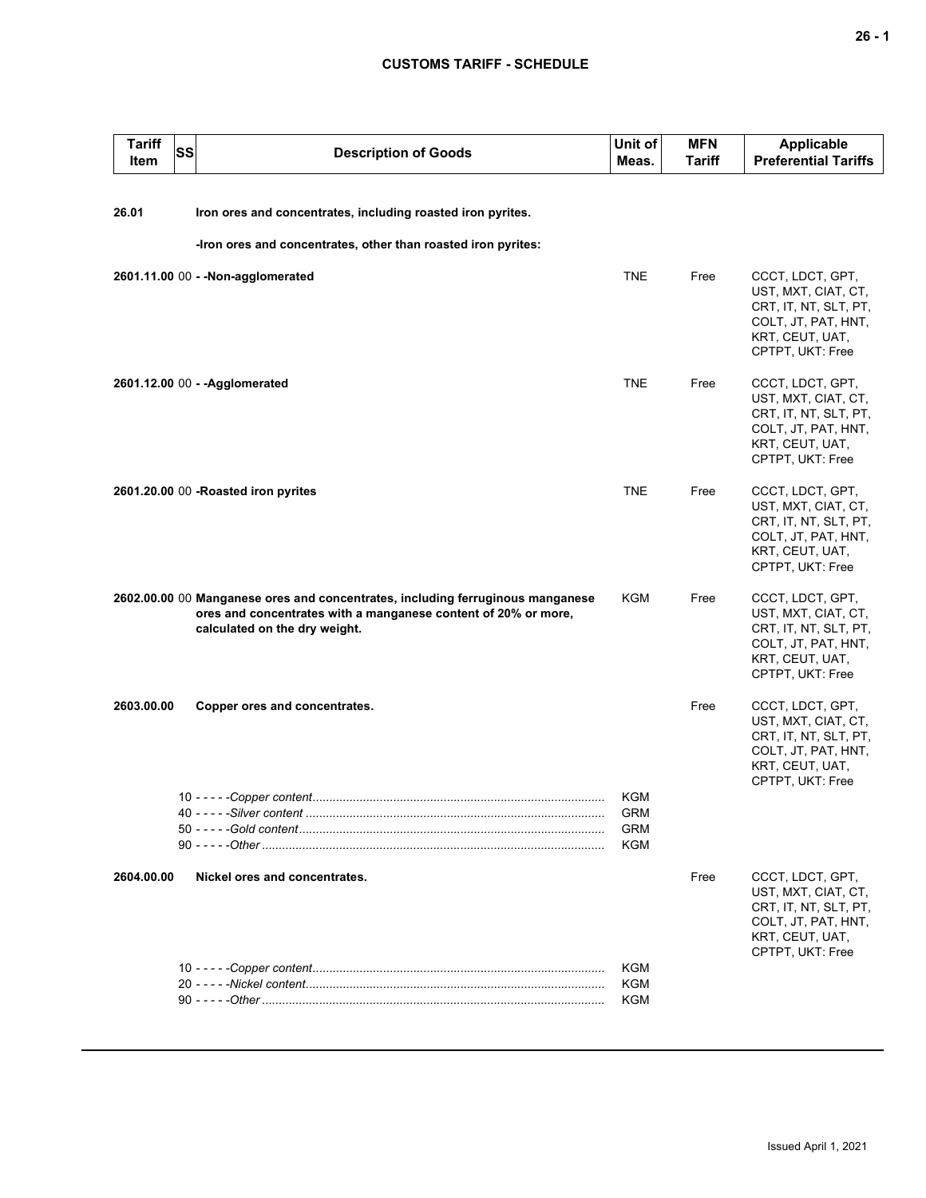| Tariff Item | SS | Description of Goods | Unit of Meas. | MFN Tariff | Applicable Preferential Tariffs |
|---|---|---|---|---|---|
| **26.01** | | **Iron ores and concentrates, including roasted iron pyrites.** | | | |
| | | **-Iron ores and concentrates, other than roasted iron pyrites:** | | | |
| **2601.11.00** | 00 | **- -Non-agglomerated** | TNE | Free | CCCT, LDCT, GPT, UST, MXT, CIAT, CT, CRT, IT, NT, SLT, PT, COLT, JT, PAT, HNT, KRT, CEUT, UAT, CPTPT, UKT: Free |
| **2601.12.00** | 00 | **- -Agglomerated** | TNE | Free | CCCT, LDCT, GPT, UST, MXT, CIAT, CT, CRT, IT, NT, SLT, PT, COLT, JT, PAT, HNT, KRT, CEUT, UAT, CPTPT, UKT: Free |
| **2601.20.00** | 00 | **-Roasted iron pyrites** | TNE | Free | CCCT, LDCT, GPT, UST, MXT, CIAT, CT, CRT, IT, NT, SLT, PT, COLT, JT, PAT, HNT, KRT, CEUT, UAT, CPTPT, UKT: Free |
| **2602.00.00** | 00 | **Manganese ores and concentrates, including ferruginous manganese ores and concentrates with a manganese content of 20% or more, calculated on the dry weight.** | KGM | Free | CCCT, LDCT, GPT, UST, MXT, CIAT, CT, CRT, IT, NT, SLT, PT, COLT, JT, PAT, HNT, KRT, CEUT, UAT, CPTPT, UKT: Free |
| **2603.00.00** | | **Copper ores and concentrates.** | | Free | CCCT, LDCT, GPT, UST, MXT, CIAT, CT, CRT, IT, NT, SLT, PT, COLT, JT, PAT, HNT, KRT, CEUT, UAT, CPTPT, UKT: Free |
| | 10 | - - - - -*Copper content* | KGM | | |
| | 40 | - - - - -*Silver content* | GRM | | |
| | 50 | - - - - -*Gold content* | GRM | | |
| | 90 | - - - - -*Other* | KGM | | |
| **2604.00.00** | | **Nickel ores and concentrates.** | | Free | CCCT, LDCT, GPT, UST, MXT, CIAT, CT, CRT, IT, NT, SLT, PT, COLT, JT, PAT, HNT, KRT, CEUT, UAT, CPTPT, UKT: Free |
| | 10 | - - - - -*Copper content* | KGM | | |
| | 20 | - - - - -*Nickel content* | KGM | | |
| | 90 | - - - - -*Other* | KGM | | |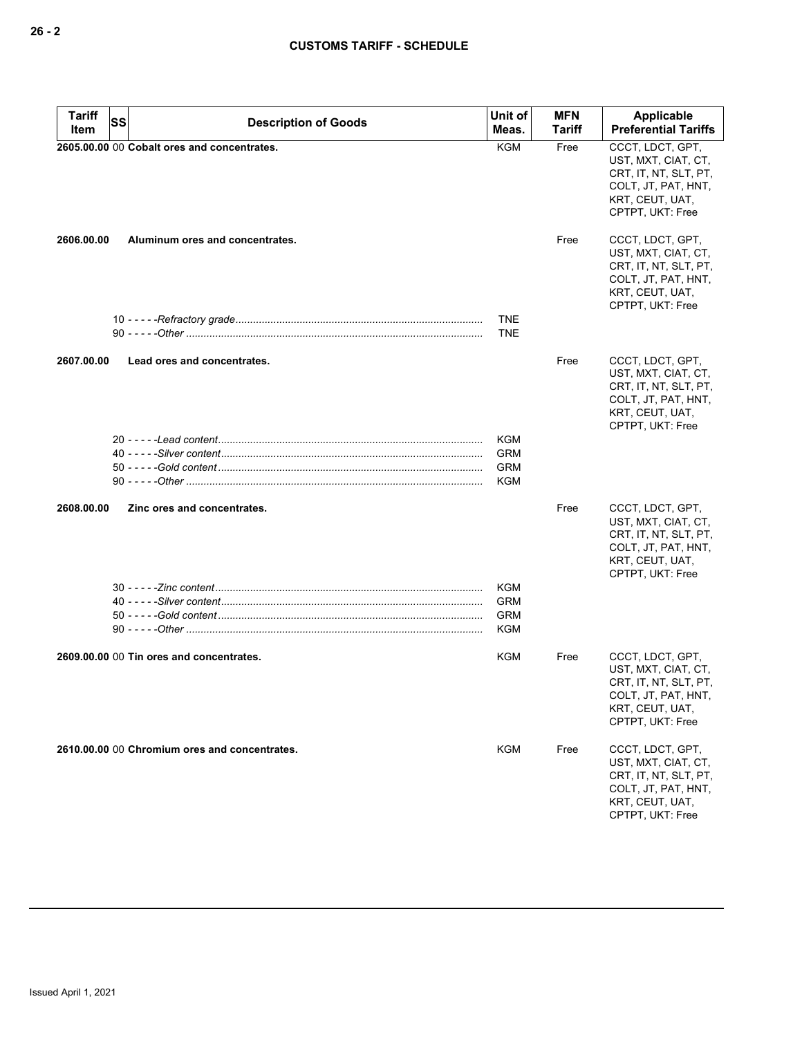| Tariff Item | SS | Description of Goods | Unit of Meas. | MFN Tariff | Applicable Preferential Tariffs |
|---|---|---|---|---|---|
| 2605.00.00 | 00 | **Cobalt ores and concentrates.** | KGM | Free | CCCT, LDCT, GPT, UST, MXT, CIAT, CT, CRT, IT, NT, SLT, PT, COLT, JT, PAT, HNT, KRT, CEUT, UAT, CPTPT, UKT: Free |
| 2606.00.00 | | **Aluminum ores and concentrates.** | | Free | CCCT, LDCT, GPT, UST, MXT, CIAT, CT, CRT, IT, NT, SLT, PT, COLT, JT, PAT, HNT, KRT, CEUT, UAT, CPTPT, UKT: Free |
| | 10 | - - - - -*Refractory grade* | TNE | | |
| | 90 | - - - - -*Other* | TNE | | |
| 2607.00.00 | | **Lead ores and concentrates.** | | Free | CCCT, LDCT, GPT, UST, MXT, CIAT, CT, CRT, IT, NT, SLT, PT, COLT, JT, PAT, HNT, KRT, CEUT, UAT, CPTPT, UKT: Free |
| | 20 | - - - - -*Lead content* | KGM | | |
| | 40 | - - - - -*Silver content* | GRM | | |
| | 50 | - - - - -*Gold content* | GRM | | |
| | 90 | - - - - -*Other* | KGM | | |
| 2608.00.00 | | **Zinc ores and concentrates.** | | Free | CCCT, LDCT, GPT, UST, MXT, CIAT, CT, CRT, IT, NT, SLT, PT, COLT, JT, PAT, HNT, KRT, CEUT, UAT, CPTPT, UKT: Free |
| | 30 | - - - - -*Zinc content* | KGM | | |
| | 40 | - - - - -*Silver content* | GRM | | |
| | 50 | - - - - -*Gold content* | GRM | | |
| | 90 | - - - - -*Other* | KGM | | |
| 2609.00.00 | 00 | **Tin ores and concentrates.** | KGM | Free | CCCT, LDCT, GPT, UST, MXT, CIAT, CT, CRT, IT, NT, SLT, PT, COLT, JT, PAT, HNT, KRT, CEUT, UAT, CPTPT, UKT: Free |
| 2610.00.00 | 00 | **Chromium ores and concentrates.** | KGM | Free | CCCT, LDCT, GPT, UST, MXT, CIAT, CT, CRT, IT, NT, SLT, PT, COLT, JT, PAT, HNT, KRT, CEUT, UAT, CPTPT, UKT: Free |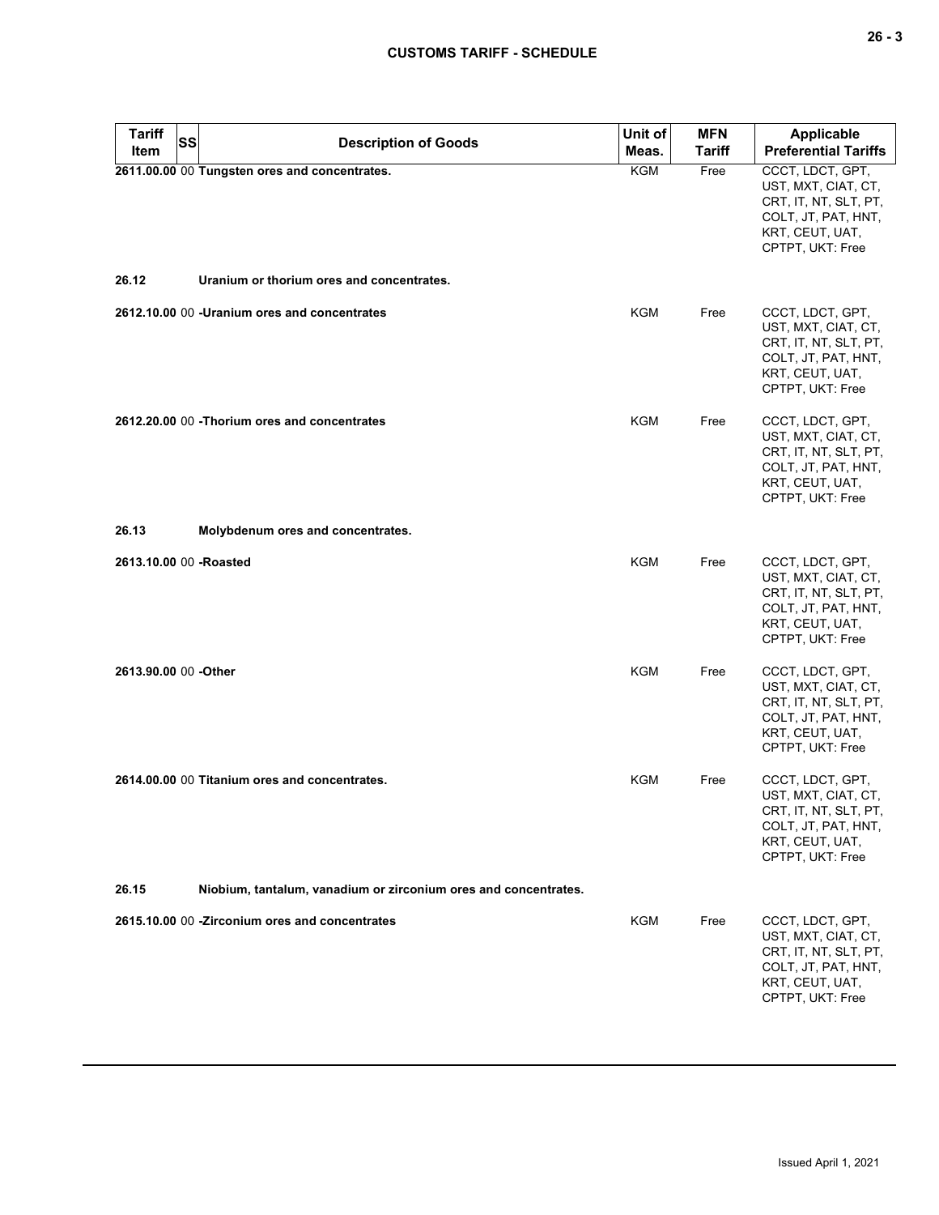| Tariff Item | SS | Description of Goods | Unit of Meas. | MFN Tariff | Applicable Preferential Tariffs |
|---|---|---|---|---|---|
| 2611.00.00 | 00 | **Tungsten ores and concentrates.** | KGM | Free | CCCT, LDCT, GPT, UST, MXT, CIAT, CT, CRT, IT, NT, SLT, PT, COLT, JT, PAT, HNT, KRT, CEUT, UAT, CPTPT, UKT: Free |
| 26.12 | | **Uranium or thorium ores and concentrates.** | | | |
| 2612.10.00 | 00 | **-Uranium ores and concentrates** | KGM | Free | CCCT, LDCT, GPT, UST, MXT, CIAT, CT, CRT, IT, NT, SLT, PT, COLT, JT, PAT, HNT, KRT, CEUT, UAT, CPTPT, UKT: Free |
| 2612.20.00 | 00 | **-Thorium ores and concentrates** | KGM | Free | CCCT, LDCT, GPT, UST, MXT, CIAT, CT, CRT, IT, NT, SLT, PT, COLT, JT, PAT, HNT, KRT, CEUT, UAT, CPTPT, UKT: Free |
| 26.13 | | **Molybdenum ores and concentrates.** | | | |
| 2613.10.00 | 00 | **-Roasted** | KGM | Free | CCCT, LDCT, GPT, UST, MXT, CIAT, CT, CRT, IT, NT, SLT, PT, COLT, JT, PAT, HNT, KRT, CEUT, UAT, CPTPT, UKT: Free |
| 2613.90.00 | 00 | **-Other** | KGM | Free | CCCT, LDCT, GPT, UST, MXT, CIAT, CT, CRT, IT, NT, SLT, PT, COLT, JT, PAT, HNT, KRT, CEUT, UAT, CPTPT, UKT: Free |
| 2614.00.00 | 00 | **Titanium ores and concentrates.** | KGM | Free | CCCT, LDCT, GPT, UST, MXT, CIAT, CT, CRT, IT, NT, SLT, PT, COLT, JT, PAT, HNT, KRT, CEUT, UAT, CPTPT, UKT: Free |
| 26.15 | | **Niobium, tantalum, vanadium or zirconium ores and concentrates.** | | | |
| 2615.10.00 | 00 | **-Zirconium ores and concentrates** | KGM | Free | CCCT, LDCT, GPT, UST, MXT, CIAT, CT, CRT, IT, NT, SLT, PT, COLT, JT, PAT, HNT, KRT, CEUT, UAT, CPTPT, UKT: Free |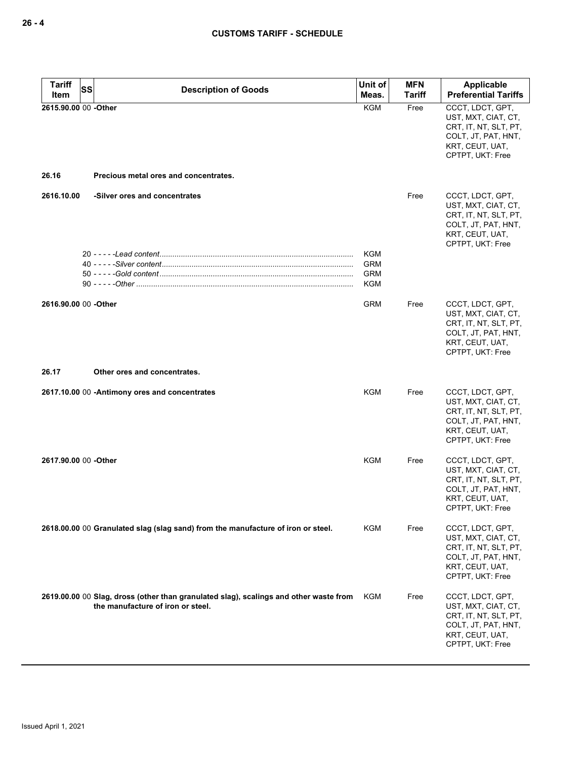| Tariff Item | SS | Description of Goods | Unit of Meas. | MFN Tariff | Applicable Preferential Tariffs |
|---|---|---|---|---|---|
| 2615.90.00 | 00 | **-Other** | KGM | Free | CCCT, LDCT, GPT, UST, MXT, CIAT, CT, CRT, IT, NT, SLT, PT, COLT, JT, PAT, HNT, KRT, CEUT, UAT, CPTPT, UKT: Free |
| **26.16** | | **Precious metal ores and concentrates.** | | | |
| **2616.10.00** | | **-Silver ores and concentrates** | | Free | CCCT, LDCT, GPT, UST, MXT, CIAT, CT, CRT, IT, NT, SLT, PT, COLT, JT, PAT, HNT, KRT, CEUT, UAT, CPTPT, UKT: Free |
| | 20 | - - - - -*Lead content* | KGM | | |
| | 40 | - - - - -*Silver content* | GRM | | |
| | 50 | - - - - -*Gold content* | GRM | | |
| | 90 | - - - - -*Other* | KGM | | |
| 2616.90.00 | 00 | **-Other** | GRM | Free | CCCT, LDCT, GPT, UST, MXT, CIAT, CT, CRT, IT, NT, SLT, PT, COLT, JT, PAT, HNT, KRT, CEUT, UAT, CPTPT, UKT: Free |
| **26.17** | | **Other ores and concentrates.** | | | |
| 2617.10.00 | 00 | **-Antimony ores and concentrates** | KGM | Free | CCCT, LDCT, GPT, UST, MXT, CIAT, CT, CRT, IT, NT, SLT, PT, COLT, JT, PAT, HNT, KRT, CEUT, UAT, CPTPT, UKT: Free |
| 2617.90.00 | 00 | **-Other** | KGM | Free | CCCT, LDCT, GPT, UST, MXT, CIAT, CT, CRT, IT, NT, SLT, PT, COLT, JT, PAT, HNT, KRT, CEUT, UAT, CPTPT, UKT: Free |
| 2618.00.00 | 00 | **Granulated slag (slag sand) from the manufacture of iron or steel.** | KGM | Free | CCCT, LDCT, GPT, UST, MXT, CIAT, CT, CRT, IT, NT, SLT, PT, COLT, JT, PAT, HNT, KRT, CEUT, UAT, CPTPT, UKT: Free |
| 2619.00.00 | 00 | **Slag, dross (other than granulated slag), scalings and other waste from the manufacture of iron or steel.** | KGM | Free | CCCT, LDCT, GPT, UST, MXT, CIAT, CT, CRT, IT, NT, SLT, PT, COLT, JT, PAT, HNT, KRT, CEUT, UAT, CPTPT, UKT: Free |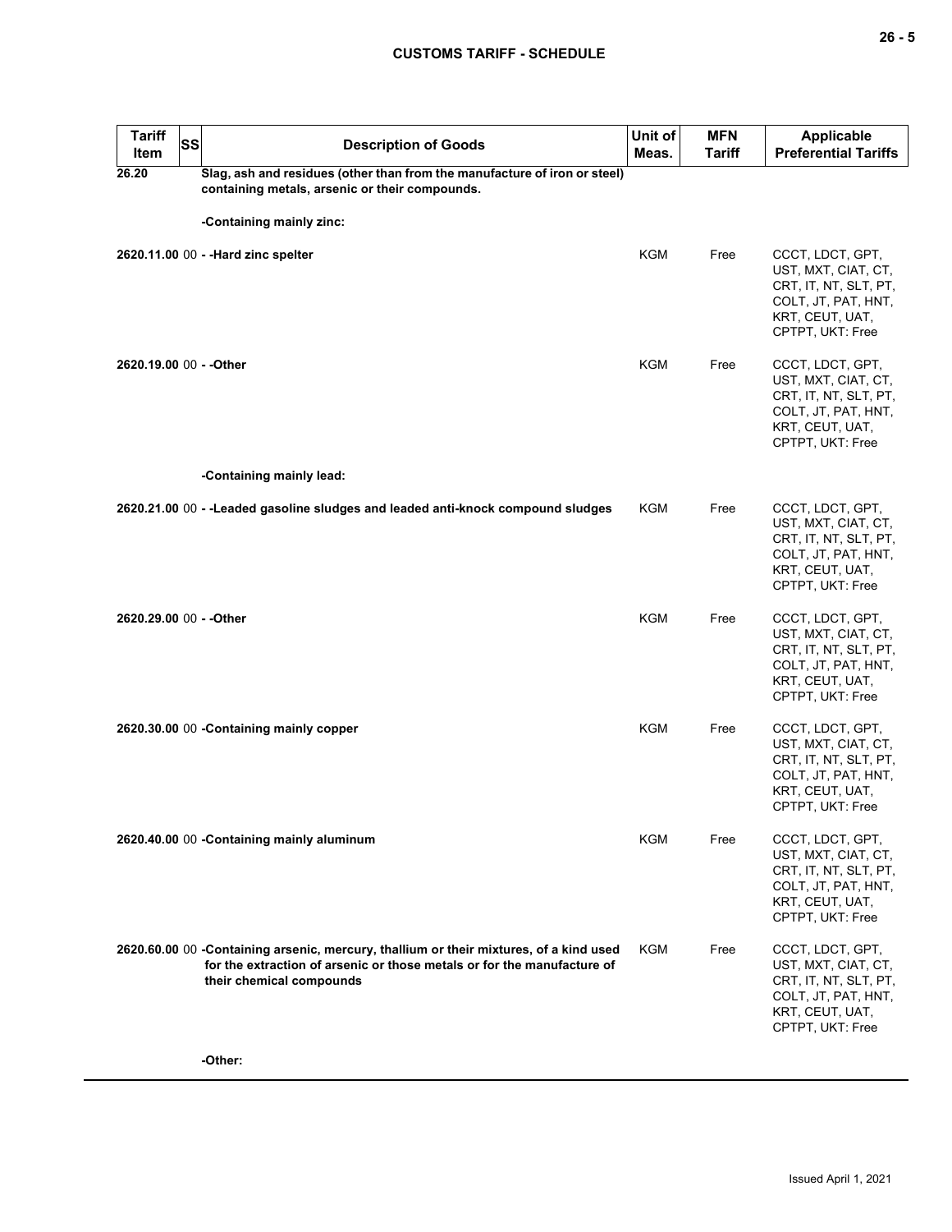| Tariff Item | SS | Description of Goods | Unit of Meas. | MFN Tariff | Applicable Preferential Tariffs |
|---|---|---|---|---|---|
| 26.20 | | **Slag, ash and residues (other than from the manufacture of iron or steel) containing metals, arsenic or their compounds.** | | | |
| | | **-Containing mainly zinc:** | | | |
| 2620.11.00 | 00 | **- -Hard zinc spelter** | KGM | Free | CCCT, LDCT, GPT, UST, MXT, CIAT, CT, CRT, IT, NT, SLT, PT, COLT, JT, PAT, HNT, KRT, CEUT, UAT, CPTPT, UKT: Free |
| 2620.19.00 | 00 | **- -Other** | KGM | Free | CCCT, LDCT, GPT, UST, MXT, CIAT, CT, CRT, IT, NT, SLT, PT, COLT, JT, PAT, HNT, KRT, CEUT, UAT, CPTPT, UKT: Free |
| | | **-Containing mainly lead:** | | | |
| 2620.21.00 | 00 | **- -Leaded gasoline sludges and leaded anti-knock compound sludges** | KGM | Free | CCCT, LDCT, GPT, UST, MXT, CIAT, CT, CRT, IT, NT, SLT, PT, COLT, JT, PAT, HNT, KRT, CEUT, UAT, CPTPT, UKT: Free |
| 2620.29.00 | 00 | **- -Other** | KGM | Free | CCCT, LDCT, GPT, UST, MXT, CIAT, CT, CRT, IT, NT, SLT, PT, COLT, JT, PAT, HNT, KRT, CEUT, UAT, CPTPT, UKT: Free |
| 2620.30.00 | 00 | **-Containing mainly copper** | KGM | Free | CCCT, LDCT, GPT, UST, MXT, CIAT, CT, CRT, IT, NT, SLT, PT, COLT, JT, PAT, HNT, KRT, CEUT, UAT, CPTPT, UKT: Free |
| 2620.40.00 | 00 | **-Containing mainly aluminum** | KGM | Free | CCCT, LDCT, GPT, UST, MXT, CIAT, CT, CRT, IT, NT, SLT, PT, COLT, JT, PAT, HNT, KRT, CEUT, UAT, CPTPT, UKT: Free |
| 2620.60.00 | 00 | **-Containing arsenic, mercury, thallium or their mixtures, of a kind used for the extraction of arsenic or those metals or for the manufacture of their chemical compounds** | KGM | Free | CCCT, LDCT, GPT, UST, MXT, CIAT, CT, CRT, IT, NT, SLT, PT, COLT, JT, PAT, HNT, KRT, CEUT, UAT, CPTPT, UKT: Free |
| | | **-Other:** | | | |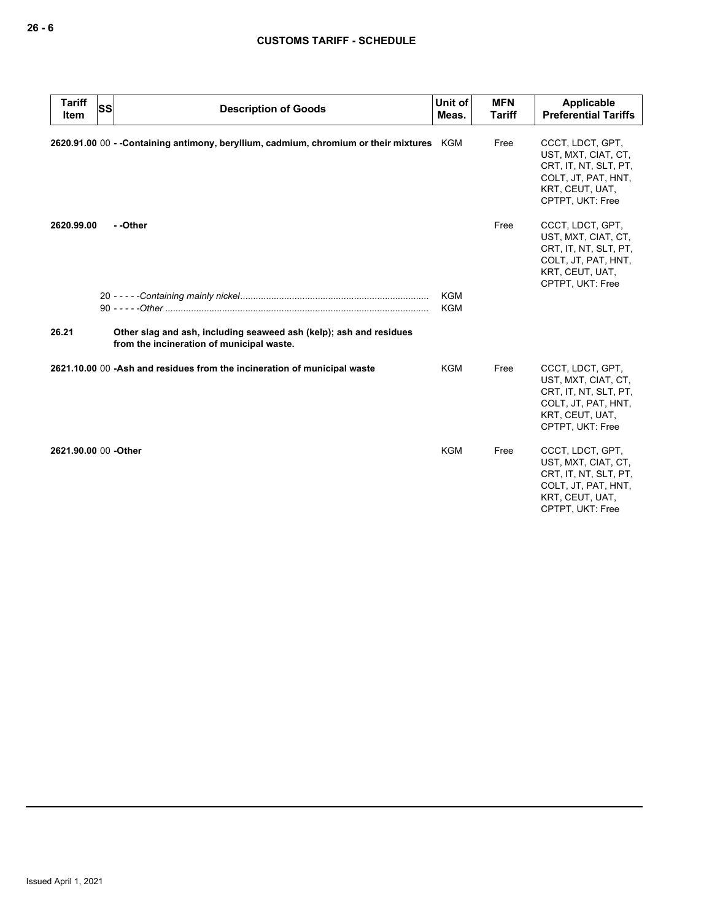| Tariff Item | SS | Description of Goods | Unit of Meas. | MFN Tariff | Applicable Preferential Tariffs |
|---|---|---|---|---|---|
| 2620.91.00 | 00 | - -Containing antimony, beryllium, cadmium, chromium or their mixtures | KGM | Free | CCCT, LDCT, GPT, UST, MXT, CIAT, CT, CRT, IT, NT, SLT, PT, COLT, JT, PAT, HNT, KRT, CEUT, UAT, CPTPT, UKT: Free |
| 2620.99.00 | | - -Other | | Free | CCCT, LDCT, GPT, UST, MXT, CIAT, CT, CRT, IT, NT, SLT, PT, COLT, JT, PAT, HNT, KRT, CEUT, UAT, CPTPT, UKT: Free |
| | 20 | - - - - -*Containing mainly nickel* | KGM | | |
| | 90 | - - - - -*Other* | KGM | | |
| 26.21 | | Other slag and ash, including seaweed ash (kelp); ash and residues from the incineration of municipal waste. | | | |
| 2621.10.00 | 00 | -Ash and residues from the incineration of municipal waste | KGM | Free | CCCT, LDCT, GPT, UST, MXT, CIAT, CT, CRT, IT, NT, SLT, PT, COLT, JT, PAT, HNT, KRT, CEUT, UAT, CPTPT, UKT: Free |
| 2621.90.00 | 00 | -Other | KGM | Free | CCCT, LDCT, GPT, UST, MXT, CIAT, CT, CRT, IT, NT, SLT, PT, COLT, JT, PAT, HNT, KRT, CEUT, UAT, CPTPT, UKT: Free |